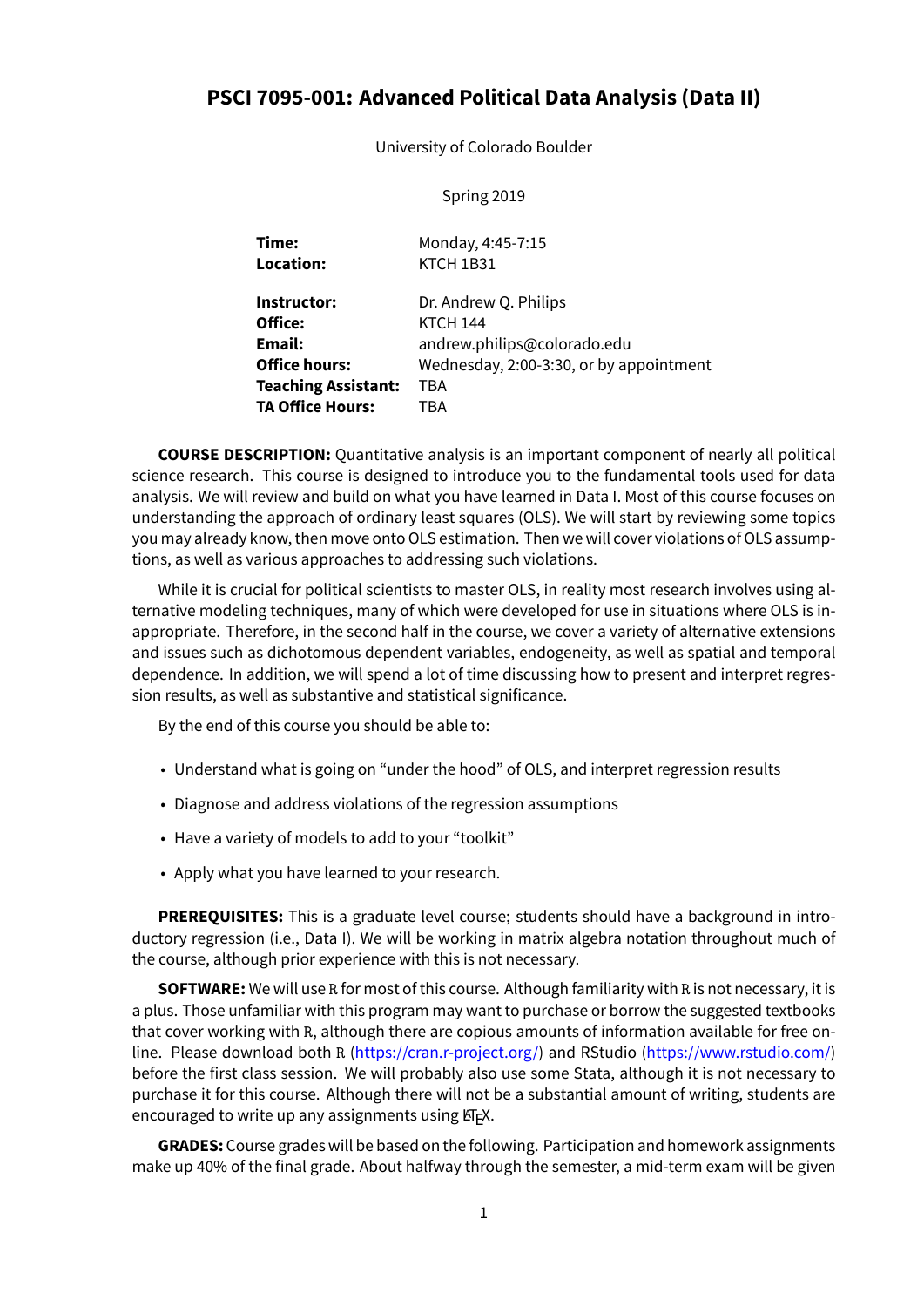# PSCI 7095-001: Advanced Political Data Analysis (Data II)

University of Colorado Boulder

Spring 2019

| | |
|---|---|
| **Time:** | Monday, 4:45-7:15 |
| **Location:** | KTCH 1B31 |
| **Instructor:** | Dr. Andrew Q. Philips |
| **Office:** | KTCH 144 |
| **Email:** | andrew.philips@colorado.edu |
| **Office hours:** | Wednesday, 2:00-3:30, or by appointment |
| **Teaching Assistant:** | TBA |
| **TA Office Hours:** | TBA |

**COURSE DESCRIPTION:** Quantitative analysis is an important component of nearly all political science research. This course is designed to introduce you to the fundamental tools used for data analysis. We will review and build on what you have learned in Data I. Most of this course focuses on understanding the approach of ordinary least squares (OLS). We will start by reviewing some topics you may already know, then move onto OLS estimation. Then we will cover violations of OLS assumptions, as well as various approaches to addressing such violations.

While it is crucial for political scientists to master OLS, in reality most research involves using alternative modeling techniques, many of which were developed for use in situations where OLS is inappropriate. Therefore, in the second half in the course, we cover a variety of alternative extensions and issues such as dichotomous dependent variables, endogeneity, as well as spatial and temporal dependence. In addition, we will spend a lot of time discussing how to present and interpret regression results, as well as substantive and statistical significance.

By the end of this course you should be able to:

- Understand what is going on "under the hood" of OLS, and interpret regression results
- Diagnose and address violations of the regression assumptions
- Have a variety of models to add to your "toolkit"
- Apply what you have learned to your research.

**PREREQUISITES:** This is a graduate level course; students should have a background in introductory regression (i.e., Data I). We will be working in matrix algebra notation throughout much of the course, although prior experience with this is not necessary.

**SOFTWARE:** We will use R for most of this course. Although familiarity with R is not necessary, it is a plus. Those unfamiliar with this program may want to purchase or borrow the suggested textbooks that cover working with R, although there are copious amounts of information available for free online. Please download both R (https://cran.r-project.org/) and RStudio (https://www.rstudio.com/) before the first class session. We will probably also use some Stata, although it is not necessary to purchase it for this course. Although there will not be a substantial amount of writing, students are encouraged to write up any assignments using LaTeX.

**GRADES:** Course grades will be based on the following. Participation and homework assignments make up 40% of the final grade. About halfway through the semester, a mid-term exam will be given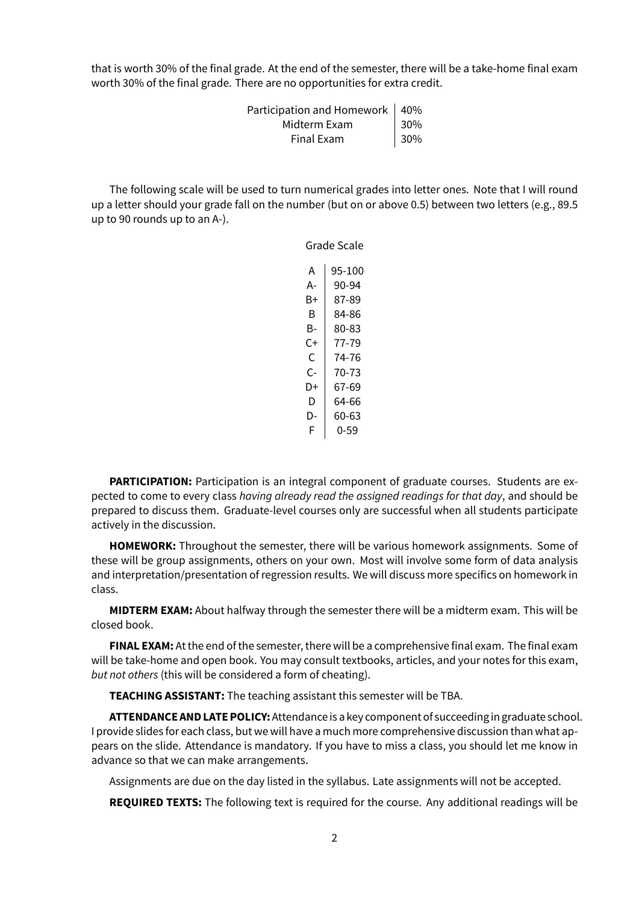that is worth 30% of the final grade. At the end of the semester, there will be a take-home final exam worth 30% of the final grade. There are no opportunities for extra credit.

| | |
|---|---|
| Participation and Homework | 40% |
| Midterm Exam | 30% |
| Final Exam | 30% |

The following scale will be used to turn numerical grades into letter ones. Note that I will round up a letter should your grade fall on the number (but on or above 0.5) between two letters (e.g., 89.5 up to 90 rounds up to an A-).

Grade Scale

| | |
|---|---|
| A | 95-100 |
| A- | 90-94 |
| B+ | 87-89 |
| B | 84-86 |
| B- | 80-83 |
| C+ | 77-79 |
| C | 74-76 |
| C- | 70-73 |
| D+ | 67-69 |
| D | 64-66 |
| D- | 60-63 |
| F | 0-59 |

**PARTICIPATION:** Participation is an integral component of graduate courses. Students are expected to come to every class *having already read the assigned readings for that day*, and should be prepared to discuss them. Graduate-level courses only are successful when all students participate actively in the discussion.

**HOMEWORK:** Throughout the semester, there will be various homework assignments. Some of these will be group assignments, others on your own. Most will involve some form of data analysis and interpretation/presentation of regression results. We will discuss more specifics on homework in class.

**MIDTERM EXAM:** About halfway through the semester there will be a midterm exam. This will be closed book.

**FINAL EXAM:** At the end of the semester, there will be a comprehensive final exam. The final exam will be take-home and open book. You may consult textbooks, articles, and your notes for this exam, *but not others* (this will be considered a form of cheating).

**TEACHING ASSISTANT:** The teaching assistant this semester will be TBA.

**ATTENDANCE AND LATE POLICY:** Attendance is a key component of succeeding in graduate school. I provide slides for each class, but we will have a much more comprehensive discussion than what appears on the slide. Attendance is mandatory. If you have to miss a class, you should let me know in advance so that we can make arrangements.

Assignments are due on the day listed in the syllabus. Late assignments will not be accepted.

**REQUIRED TEXTS:** The following text is required for the course. Any additional readings will be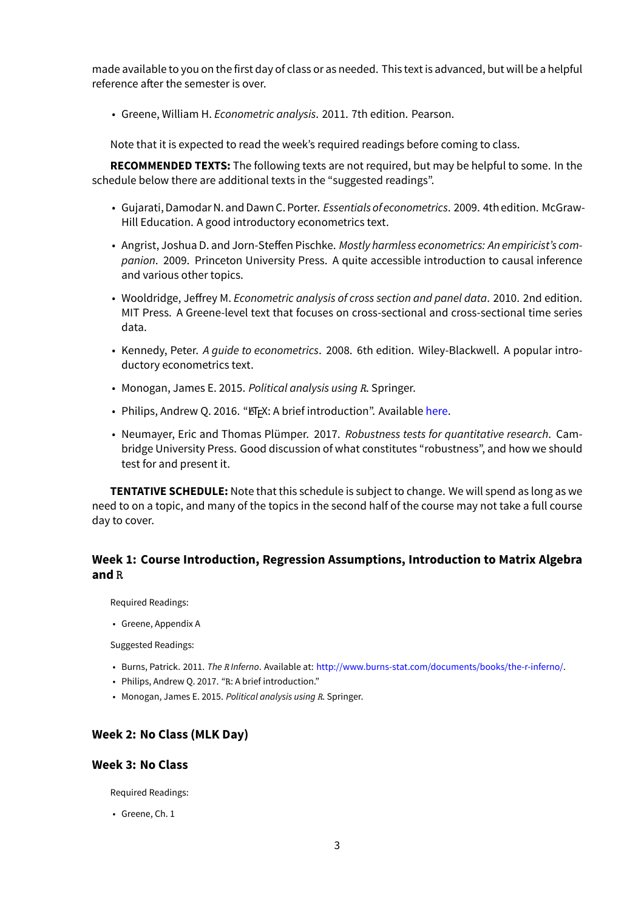made available to you on the first day of class or as needed. This text is advanced, but will be a helpful reference after the semester is over.

- Greene, William H. *Econometric analysis*. 2011. 7th edition. Pearson.

Note that it is expected to read the week's required readings before coming to class.

**RECOMMENDED TEXTS:** The following texts are not required, but may be helpful to some. In the schedule below there are additional texts in the "suggested readings".

- Gujarati, Damodar N. and Dawn C. Porter. *Essentials of econometrics*. 2009. 4th edition. McGraw-Hill Education. A good introductory econometrics text.
- Angrist, Joshua D. and Jorn-Steffen Pischke. *Mostly harmless econometrics: An empiricist's companion*. 2009. Princeton University Press. A quite accessible introduction to causal inference and various other topics.
- Wooldridge, Jeffrey M. *Econometric analysis of cross section and panel data*. 2010. 2nd edition. MIT Press. A Greene-level text that focuses on cross-sectional and cross-sectional time series data.
- Kennedy, Peter. *A guide to econometrics*. 2008. 6th edition. Wiley-Blackwell. A popular introductory econometrics text.
- Monogan, James E. 2015. *Political analysis using R*. Springer.
- Philips, Andrew Q. 2016. "LaTeX: A brief introduction". Available here.
- Neumayer, Eric and Thomas Plümper. 2017. *Robustness tests for quantitative research*. Cambridge University Press. Good discussion of what constitutes "robustness", and how we should test for and present it.

**TENTATIVE SCHEDULE:** Note that this schedule is subject to change. We will spend as long as we need to on a topic, and many of the topics in the second half of the course may not take a full course day to cover.

### Week 1: Course Introduction, Regression Assumptions, Introduction to Matrix Algebra and R

Required Readings:

- Greene, Appendix A

Suggested Readings:

- Burns, Patrick. 2011. *The R Inferno*. Available at: http://www.burns-stat.com/documents/books/the-r-inferno/.
- Philips, Andrew Q. 2017. "R: A brief introduction."
- Monogan, James E. 2015. *Political analysis using R*. Springer.

### Week 2: No Class (MLK Day)

### Week 3: No Class

Required Readings:

- Greene, Ch. 1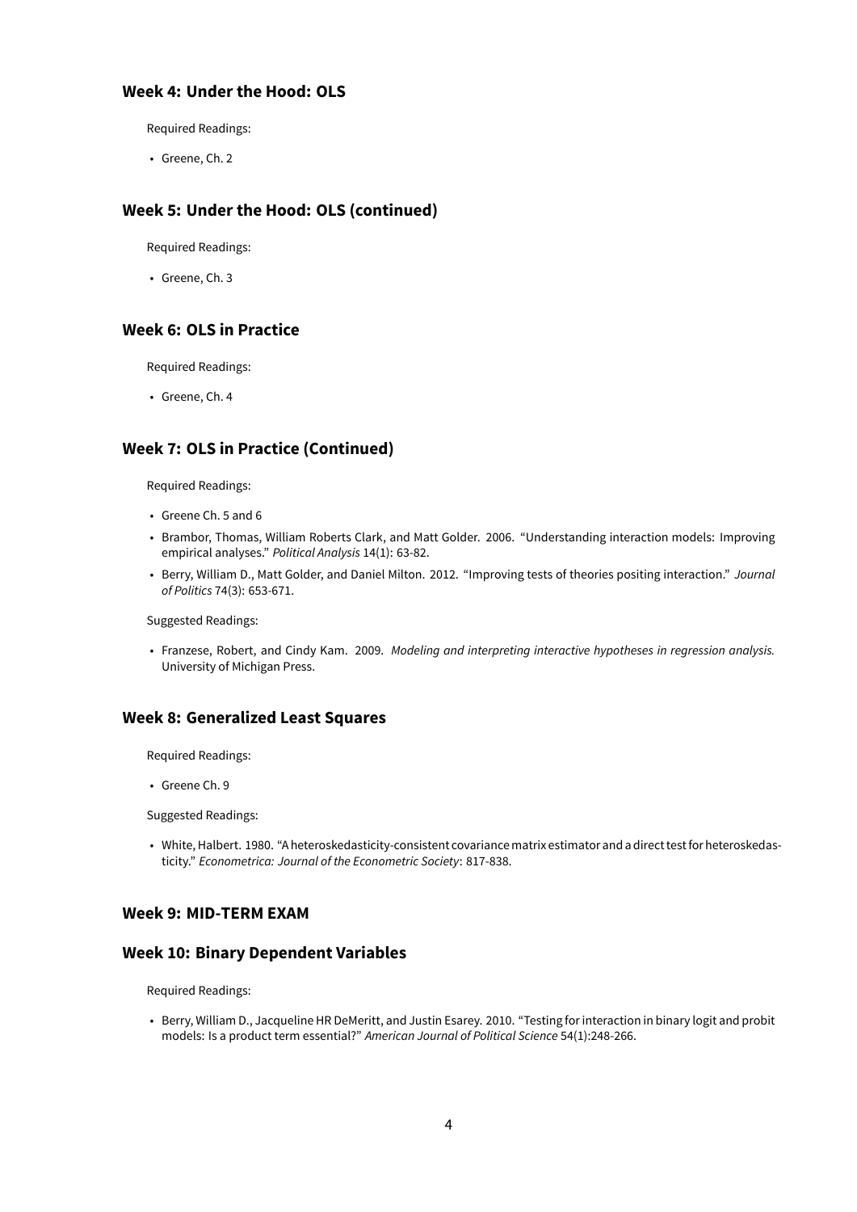### Week 4: Under the Hood: OLS

Required Readings:

- Greene, Ch. 2

### Week 5: Under the Hood: OLS (continued)

Required Readings:

- Greene, Ch. 3

### Week 6: OLS in Practice

Required Readings:

- Greene, Ch. 4

### Week 7: OLS in Practice (Continued)

Required Readings:

- Greene Ch. 5 and 6
- Brambor, Thomas, William Roberts Clark, and Matt Golder. 2006. "Understanding interaction models: Improving empirical analyses." *Political Analysis* 14(1): 63-82.
- Berry, William D., Matt Golder, and Daniel Milton. 2012. "Improving tests of theories positing interaction." *Journal of Politics* 74(3): 653-671.

Suggested Readings:

- Franzese, Robert, and Cindy Kam. 2009. *Modeling and interpreting interactive hypotheses in regression analysis.* University of Michigan Press.

### Week 8: Generalized Least Squares

Required Readings:

- Greene Ch. 9

Suggested Readings:

- White, Halbert. 1980. "A heteroskedasticity-consistent covariance matrix estimator and a direct test for heteroskedasticity." *Econometrica: Journal of the Econometric Society*: 817-838.

### Week 9: MID-TERM EXAM

### Week 10: Binary Dependent Variables

Required Readings:

- Berry, William D., Jacqueline HR DeMeritt, and Justin Esarey. 2010. "Testing for interaction in binary logit and probit models: Is a product term essential?" *American Journal of Political Science* 54(1):248-266.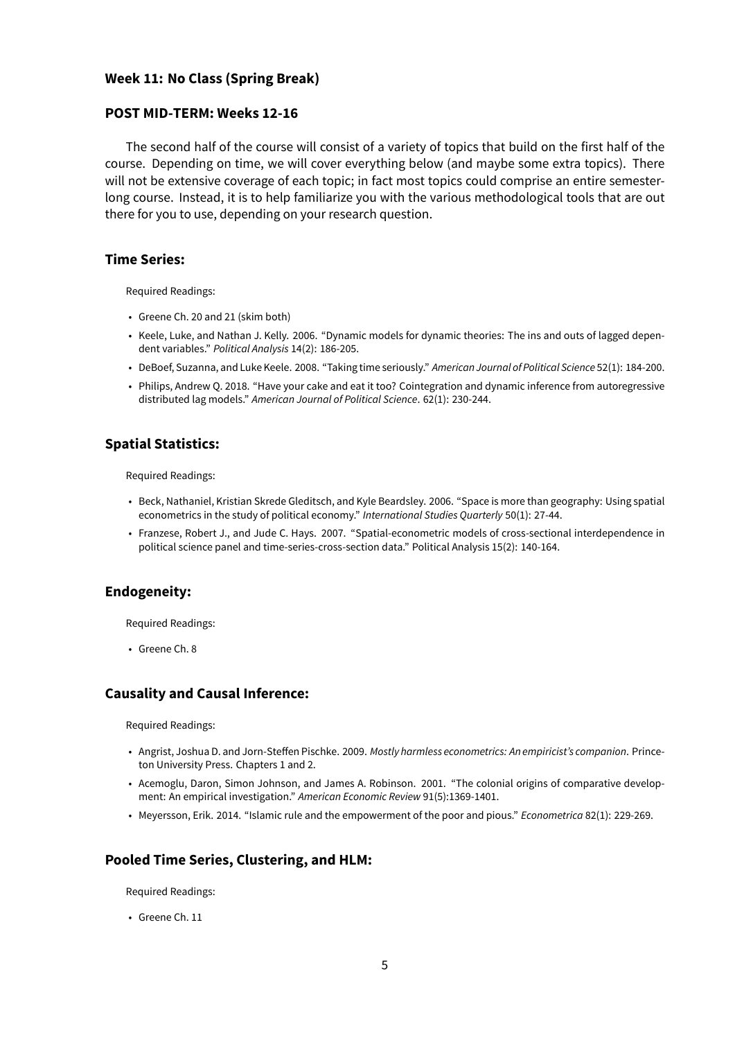### Week 11: No Class (Spring Break)

### POST MID-TERM: Weeks 12-16

The second half of the course will consist of a variety of topics that build on the first half of the course. Depending on time, we will cover everything below (and maybe some extra topics). There will not be extensive coverage of each topic; in fact most topics could comprise an entire semester-long course. Instead, it is to help familiarize you with the various methodological tools that are out there for you to use, depending on your research question.

### Time Series:

Required Readings:

- Greene Ch. 20 and 21 (skim both)
- Keele, Luke, and Nathan J. Kelly. 2006. "Dynamic models for dynamic theories: The ins and outs of lagged dependent variables." *Political Analysis* 14(2): 186-205.
- DeBoef, Suzanna, and Luke Keele. 2008. "Taking time seriously." *American Journal of Political Science* 52(1): 184-200.
- Philips, Andrew Q. 2018. "Have your cake and eat it too? Cointegration and dynamic inference from autoregressive distributed lag models." *American Journal of Political Science*. 62(1): 230-244.

### Spatial Statistics:

Required Readings:

- Beck, Nathaniel, Kristian Skrede Gleditsch, and Kyle Beardsley. 2006. "Space is more than geography: Using spatial econometrics in the study of political economy." *International Studies Quarterly* 50(1): 27-44.
- Franzese, Robert J., and Jude C. Hays. 2007. "Spatial-econometric models of cross-sectional interdependence in political science panel and time-series-cross-section data." Political Analysis 15(2): 140-164.

### Endogeneity:

Required Readings:

- Greene Ch. 8

### Causality and Causal Inference:

Required Readings:

- Angrist, Joshua D. and Jorn-Steffen Pischke. 2009. *Mostly harmless econometrics: An empiricist's companion*. Princeton University Press. Chapters 1 and 2.
- Acemoglu, Daron, Simon Johnson, and James A. Robinson. 2001. "The colonial origins of comparative development: An empirical investigation." *American Economic Review* 91(5):1369-1401.
- Meyersson, Erik. 2014. "Islamic rule and the empowerment of the poor and pious." *Econometrica* 82(1): 229-269.

### Pooled Time Series, Clustering, and HLM:

Required Readings:

- Greene Ch. 11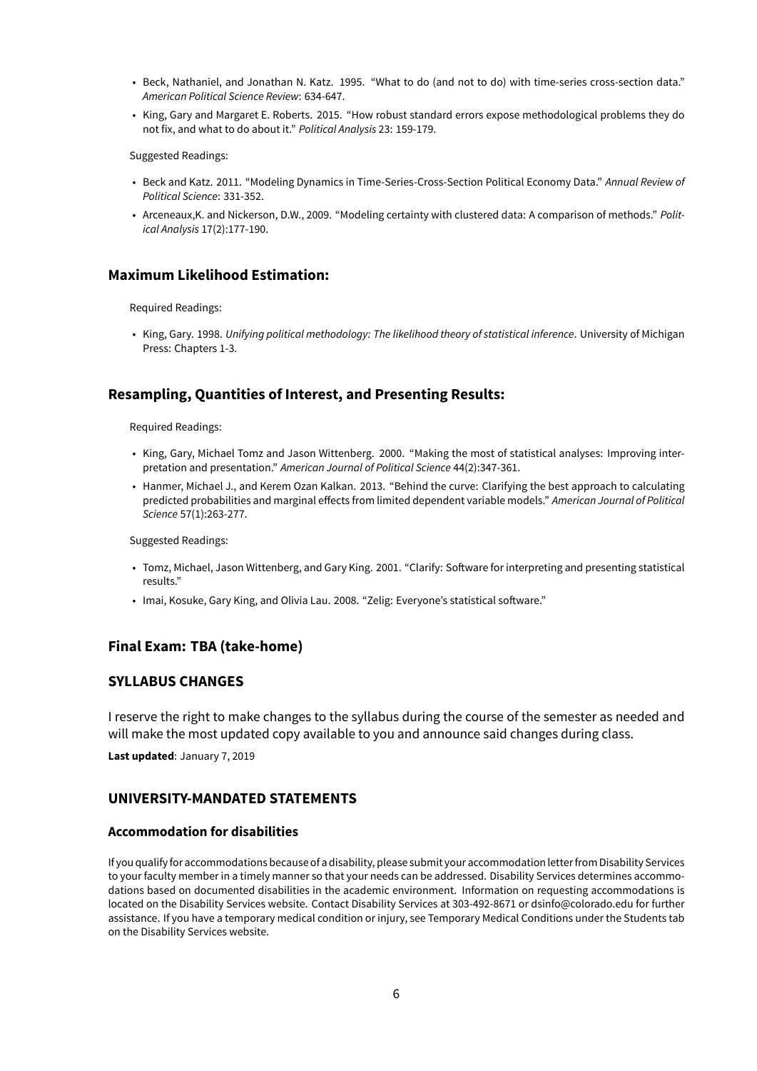- Beck, Nathaniel, and Jonathan N. Katz. 1995. "What to do (and not to do) with time-series cross-section data." *American Political Science Review*: 634-647.
- King, Gary and Margaret E. Roberts. 2015. "How robust standard errors expose methodological problems they do not fix, and what to do about it." *Political Analysis* 23: 159-179.

Suggested Readings:

- Beck and Katz. 2011. "Modeling Dynamics in Time-Series-Cross-Section Political Economy Data." *Annual Review of Political Science*: 331-352.
- Arceneaux,K. and Nickerson, D.W., 2009. "Modeling certainty with clustered data: A comparison of methods." *Political Analysis* 17(2):177-190.

### Maximum Likelihood Estimation:

Required Readings:

- King, Gary. 1998. *Unifying political methodology: The likelihood theory of statistical inference*. University of Michigan Press: Chapters 1-3.

### Resampling, Quantities of Interest, and Presenting Results:

Required Readings:

- King, Gary, Michael Tomz and Jason Wittenberg. 2000. "Making the most of statistical analyses: Improving interpretation and presentation." *American Journal of Political Science* 44(2):347-361.
- Hanmer, Michael J., and Kerem Ozan Kalkan. 2013. "Behind the curve: Clarifying the best approach to calculating predicted probabilities and marginal effects from limited dependent variable models." *American Journal of Political Science* 57(1):263-277.

Suggested Readings:

- Tomz, Michael, Jason Wittenberg, and Gary King. 2001. "Clarify: Software for interpreting and presenting statistical results."
- Imai, Kosuke, Gary King, and Olivia Lau. 2008. "Zelig: Everyone's statistical software."

### Final Exam: TBA (take-home)

## SYLLABUS CHANGES

I reserve the right to make changes to the syllabus during the course of the semester as needed and will make the most updated copy available to you and announce said changes during class.

**Last updated**: January 7, 2019

## UNIVERSITY-MANDATED STATEMENTS

### Accommodation for disabilities

If you qualify for accommodations because of a disability, please submit your accommodation letter from Disability Services to your faculty member in a timely manner so that your needs can be addressed. Disability Services determines accommodations based on documented disabilities in the academic environment. Information on requesting accommodations is located on the Disability Services website. Contact Disability Services at 303-492-8671 or dsinfo@colorado.edu for further assistance. If you have a temporary medical condition or injury, see Temporary Medical Conditions under the Students tab on the Disability Services website.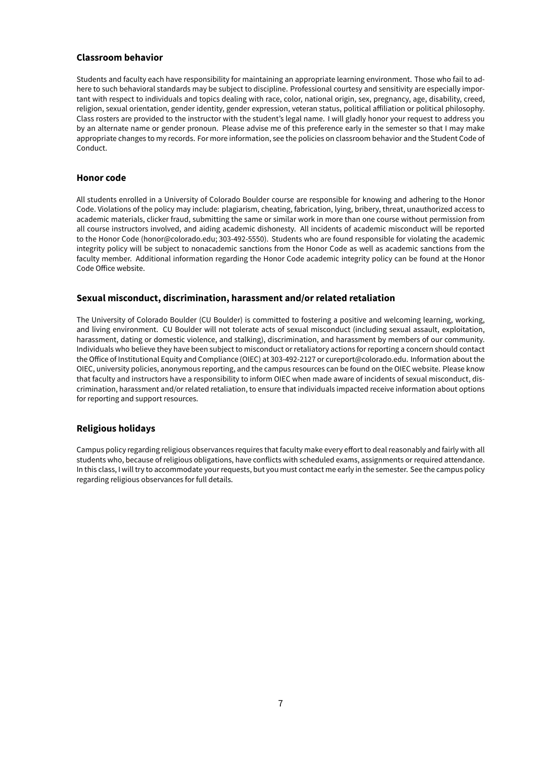### Classroom behavior

Students and faculty each have responsibility for maintaining an appropriate learning environment. Those who fail to adhere to such behavioral standards may be subject to discipline. Professional courtesy and sensitivity are especially important with respect to individuals and topics dealing with race, color, national origin, sex, pregnancy, age, disability, creed, religion, sexual orientation, gender identity, gender expression, veteran status, political affiliation or political philosophy. Class rosters are provided to the instructor with the student's legal name. I will gladly honor your request to address you by an alternate name or gender pronoun. Please advise me of this preference early in the semester so that I may make appropriate changes to my records. For more information, see the policies on classroom behavior and the Student Code of Conduct.

### Honor code

All students enrolled in a University of Colorado Boulder course are responsible for knowing and adhering to the Honor Code. Violations of the policy may include: plagiarism, cheating, fabrication, lying, bribery, threat, unauthorized access to academic materials, clicker fraud, submitting the same or similar work in more than one course without permission from all course instructors involved, and aiding academic dishonesty. All incidents of academic misconduct will be reported to the Honor Code (honor@colorado.edu; 303-492-5550). Students who are found responsible for violating the academic integrity policy will be subject to nonacademic sanctions from the Honor Code as well as academic sanctions from the faculty member. Additional information regarding the Honor Code academic integrity policy can be found at the Honor Code Office website.

### Sexual misconduct, discrimination, harassment and/or related retaliation

The University of Colorado Boulder (CU Boulder) is committed to fostering a positive and welcoming learning, working, and living environment. CU Boulder will not tolerate acts of sexual misconduct (including sexual assault, exploitation, harassment, dating or domestic violence, and stalking), discrimination, and harassment by members of our community. Individuals who believe they have been subject to misconduct or retaliatory actions for reporting a concern should contact the Office of Institutional Equity and Compliance (OIEC) at 303-492-2127 or cureport@colorado.edu. Information about the OIEC, university policies, anonymous reporting, and the campus resources can be found on the OIEC website. Please know that faculty and instructors have a responsibility to inform OIEC when made aware of incidents of sexual misconduct, discrimination, harassment and/or related retaliation, to ensure that individuals impacted receive information about options for reporting and support resources.

### Religious holidays

Campus policy regarding religious observances requires that faculty make every effort to deal reasonably and fairly with all students who, because of religious obligations, have conflicts with scheduled exams, assignments or required attendance. In this class, I will try to accommodate your requests, but you must contact me early in the semester. See the campus policy regarding religious observances for full details.